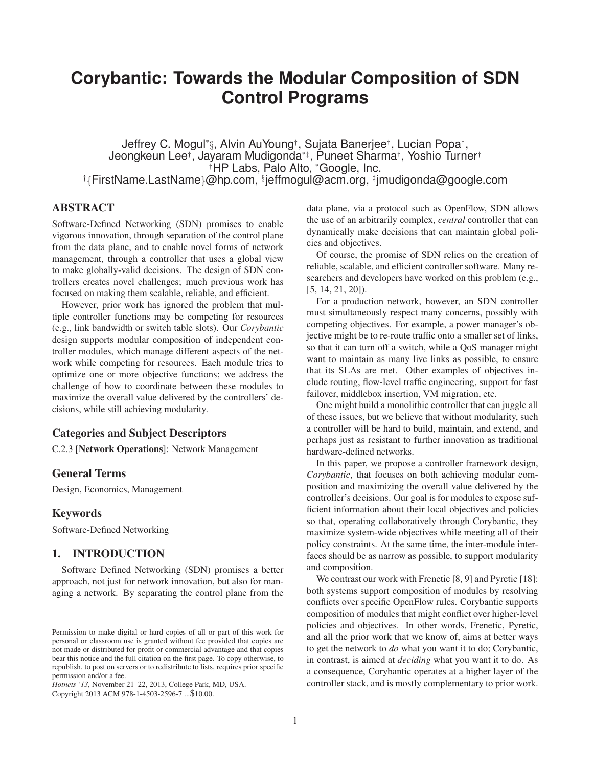# Corybantic: Towards the Modular Composition of SDN Control Programs

Jeffrey C. Mogul[*§], Alvin AuYoung[†], Sujata Banerjee[†], Lucian Popa[†], Jeongkeun Lee[†], Jayaram Mudigonda[*‡], Puneet Sharma[†], Yoshio Turner[†]
[†]HP Labs, Palo Alto, [*]Google, Inc.
[†]{FirstName.LastName}@hp.com, [§]jeffmogul@acm.org, [‡]jmudigonda@google.com

## ABSTRACT

Software-Defined Networking (SDN) promises to enable vigorous innovation, through separation of the control plane from the data plane, and to enable novel forms of network management, through a controller that uses a global view to make globally-valid decisions. The design of SDN controllers creates novel challenges; much previous work has focused on making them scalable, reliable, and efficient.

However, prior work has ignored the problem that multiple controller functions may be competing for resources (e.g., link bandwidth or switch table slots). Our *Corybantic* design supports modular composition of independent controller modules, which manage different aspects of the network while competing for resources. Each module tries to optimize one or more objective functions; we address the challenge of how to coordinate between these modules to maximize the overall value delivered by the controllers' decisions, while still achieving modularity.

### Categories and Subject Descriptors

C.2.3 [**Network Operations**]: Network Management

### General Terms

Design, Economics, Management

### Keywords

Software-Defined Networking

## 1. INTRODUCTION

Software Defined Networking (SDN) promises a better approach, not just for network innovation, but also for managing a network. By separating the control plane from the data plane, via a protocol such as OpenFlow, SDN allows the use of an arbitrarily complex, *central* controller that can dynamically make decisions that can maintain global policies and objectives.

Of course, the promise of SDN relies on the creation of reliable, scalable, and efficient controller software. Many researchers and developers have worked on this problem (e.g., [5, 14, 21, 20]).

For a production network, however, an SDN controller must simultaneously respect many concerns, possibly with competing objectives. For example, a power manager's objective might be to re-route traffic onto a smaller set of links, so that it can turn off a switch, while a QoS manager might want to maintain as many live links as possible, to ensure that its SLAs are met. Other examples of objectives include routing, flow-level traffic engineering, support for fast failover, middlebox insertion, VM migration, etc.

One might build a monolithic controller that can juggle all of these issues, but we believe that without modularity, such a controller will be hard to build, maintain, and extend, and perhaps just as resistant to further innovation as traditional hardware-defined networks.

In this paper, we propose a controller framework design, *Corybantic*, that focuses on both achieving modular composition and maximizing the overall value delivered by the controller's decisions. Our goal is for modules to expose sufficient information about their local objectives and policies so that, operating collaboratively through Corybantic, they maximize system-wide objectives while meeting all of their policy constraints. At the same time, the inter-module interfaces should be as narrow as possible, to support modularity and composition.

We contrast our work with Frenetic [8, 9] and Pyretic [18]: both systems support composition of modules by resolving conflicts over specific OpenFlow rules. Corybantic supports composition of modules that might conflict over higher-level policies and objectives. In other words, Frenetic, Pyretic, and all the prior work that we know of, aims at better ways to get the network to *do* what you want it to do; Corybantic, in contrast, is aimed at *deciding* what you want it to do. As a consequence, Corybantic operates at a higher layer of the controller stack, and is mostly complementary to prior work.

Permission to make digital or hard copies of all or part of this work for personal or classroom use is granted without fee provided that copies are not made or distributed for profit or commercial advantage and that copies bear this notice and the full citation on the first page. To copy otherwise, to republish, to post on servers or to redistribute to lists, requires prior specific permission and/or a fee.
*Hotnets '13,* November 21–22, 2013, College Park, MD, USA.
Copyright 2013 ACM 978-1-4503-2596-7 ...$10.00.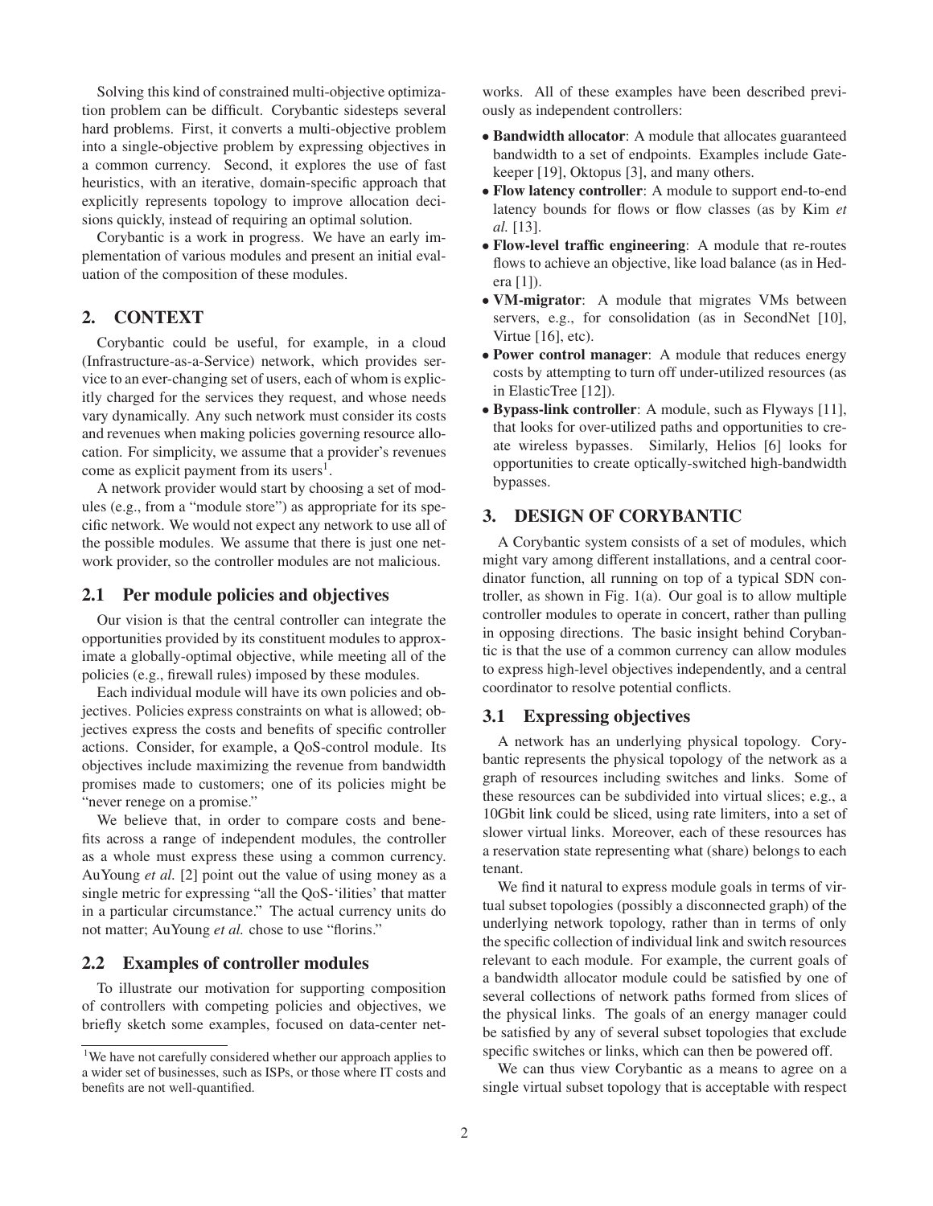Solving this kind of constrained multi-objective optimization problem can be difficult. Corybantic sidesteps several hard problems. First, it converts a multi-objective problem into a single-objective problem by expressing objectives in a common currency. Second, it explores the use of fast heuristics, with an iterative, domain-specific approach that explicitly represents topology to improve allocation decisions quickly, instead of requiring an optimal solution.

Corybantic is a work in progress. We have an early implementation of various modules and present an initial evaluation of the composition of these modules.

## 2. CONTEXT

Corybantic could be useful, for example, in a cloud (Infrastructure-as-a-Service) network, which provides service to an ever-changing set of users, each of whom is explicitly charged for the services they request, and whose needs vary dynamically. Any such network must consider its costs and revenues when making policies governing resource allocation. For simplicity, we assume that a provider's revenues come as explicit payment from its users[1].

A network provider would start by choosing a set of modules (e.g., from a "module store") as appropriate for its specific network. We would not expect any network to use all of the possible modules. We assume that there is just one network provider, so the controller modules are not malicious.

### 2.1 Per module policies and objectives

Our vision is that the central controller can integrate the opportunities provided by its constituent modules to approximate a globally-optimal objective, while meeting all of the policies (e.g., firewall rules) imposed by these modules.

Each individual module will have its own policies and objectives. Policies express constraints on what is allowed; objectives express the costs and benefits of specific controller actions. Consider, for example, a QoS-control module. Its objectives include maximizing the revenue from bandwidth promises made to customers; one of its policies might be "never renege on a promise."

We believe that, in order to compare costs and benefits across a range of independent modules, the controller as a whole must express these using a common currency. AuYoung *et al.* [2] point out the value of using money as a single metric for expressing "all the QoS-'ilities' that matter in a particular circumstance." The actual currency units do not matter; AuYoung *et al.* chose to use "florins."

### 2.2 Examples of controller modules

To illustrate our motivation for supporting composition of controllers with competing policies and objectives, we briefly sketch some examples, focused on data-center networks. All of these examples have been described previously as independent controllers:

- **Bandwidth allocator**: A module that allocates guaranteed bandwidth to a set of endpoints. Examples include Gatekeeper [19], Oktopus [3], and many others.
- **Flow latency controller**: A module to support end-to-end latency bounds for flows or flow classes (as by Kim *et al.* [13].
- **Flow-level traffic engineering**: A module that re-routes flows to achieve an objective, like load balance (as in Hedera [1]).
- **VM-migrator**: A module that migrates VMs between servers, e.g., for consolidation (as in SecondNet [10], Virtue [16], etc).
- **Power control manager**: A module that reduces energy costs by attempting to turn off under-utilized resources (as in ElasticTree [12]).
- **Bypass-link controller**: A module, such as Flyways [11], that looks for over-utilized paths and opportunities to create wireless bypasses. Similarly, Helios [6] looks for opportunities to create optically-switched high-bandwidth bypasses.

## 3. DESIGN OF CORYBANTIC

A Corybantic system consists of a set of modules, which might vary among different installations, and a central coordinator function, all running on top of a typical SDN controller, as shown in Fig. 1(a). Our goal is to allow multiple controller modules to operate in concert, rather than pulling in opposing directions. The basic insight behind Corybantic is that the use of a common currency can allow modules to express high-level objectives independently, and a central coordinator to resolve potential conflicts.

### 3.1 Expressing objectives

A network has an underlying physical topology. Corybantic represents the physical topology of the network as a graph of resources including switches and links. Some of these resources can be subdivided into virtual slices; e.g., a 10Gbit link could be sliced, using rate limiters, into a set of slower virtual links. Moreover, each of these resources has a reservation state representing what (share) belongs to each tenant.

We find it natural to express module goals in terms of virtual subset topologies (possibly a disconnected graph) of the underlying network topology, rather than in terms of only the specific collection of individual link and switch resources relevant to each module. For example, the current goals of a bandwidth allocator module could be satisfied by one of several collections of network paths formed from slices of the physical links. The goals of an energy manager could be satisfied by any of several subset topologies that exclude specific switches or links, which can then be powered off.

We can thus view Corybantic as a means to agree on a single virtual subset topology that is acceptable with respect

[1] We have not carefully considered whether our approach applies to a wider set of businesses, such as ISPs, or those where IT costs and benefits are not well-quantified.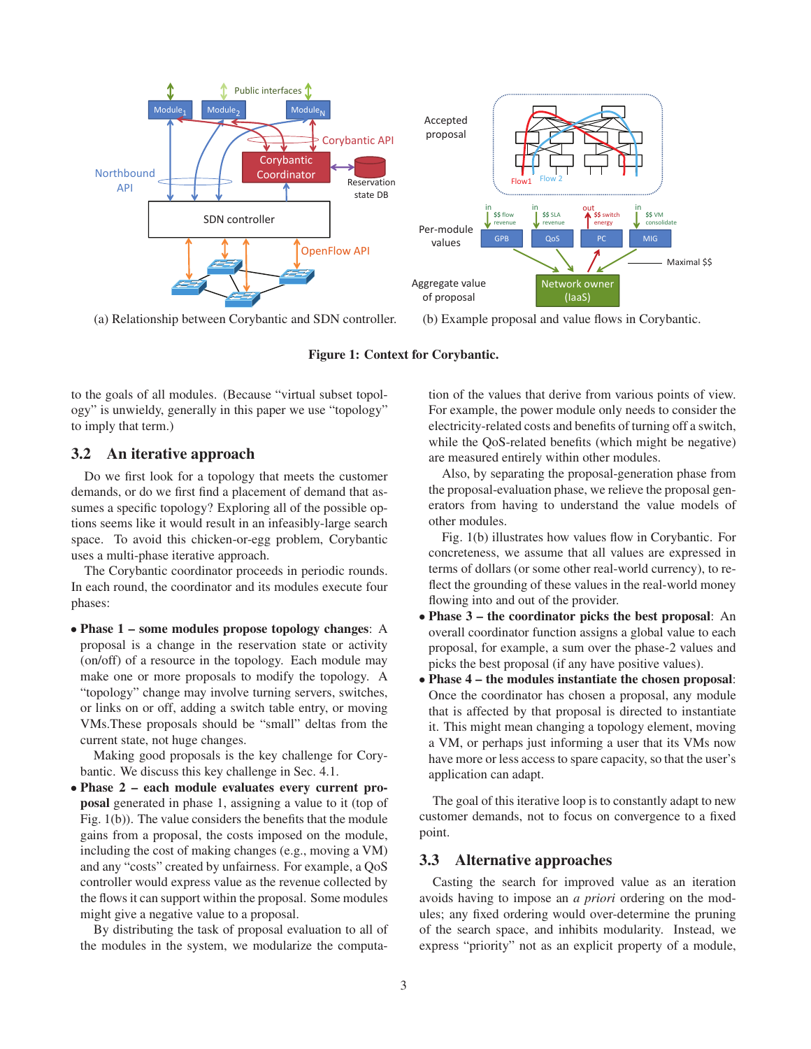(a) Relationship between Corybantic and SDN controller.

(b) Example proposal and value flows in Corybantic.

**Figure 1: Context for Corybantic.**

to the goals of all modules. (Because "virtual subset topology" is unwieldy, generally in this paper we use "topology" to imply that term.)

## 3.2 An iterative approach

Do we first look for a topology that meets the customer demands, or do we first find a placement of demand that assumes a specific topology? Exploring all of the possible options seems like it would result in an infeasibly-large search space. To avoid this chicken-or-egg problem, Corybantic uses a multi-phase iterative approach.

The Corybantic coordinator proceeds in periodic rounds. In each round, the coordinator and its modules execute four phases:

- **Phase 1 – some modules propose topology changes**: A proposal is a change in the reservation state or activity (on/off) of a resource in the topology. Each module may make one or more proposals to modify the topology. A "topology" change may involve turning servers, switches, or links on or off, adding a switch table entry, or moving VMs.These proposals should be "small" deltas from the current state, not huge changes.

  Making good proposals is the key challenge for Corybantic. We discuss this key challenge in Sec. 4.1.
- **Phase 2 – each module evaluates every current proposal** generated in phase 1, assigning a value to it (top of Fig. 1(b)). The value considers the benefits that the module gains from a proposal, the costs imposed on the module, including the cost of making changes (e.g., moving a VM) and any "costs" created by unfairness. For example, a QoS controller would express value as the revenue collected by the flows it can support within the proposal. Some modules might give a negative value to a proposal.

  By distributing the task of proposal evaluation to all of the modules in the system, we modularize the computation of the values that derive from various points of view. For example, the power module only needs to consider the electricity-related costs and benefits of turning off a switch, while the QoS-related benefits (which might be negative) are measured entirely within other modules.

  Also, by separating the proposal-generation phase from the proposal-evaluation phase, we relieve the proposal generators from having to understand the value models of other modules.

  Fig. 1(b) illustrates how values flow in Corybantic. For concreteness, we assume that all values are expressed in terms of dollars (or some other real-world currency), to reflect the grounding of these values in the real-world money flowing into and out of the provider.
- **Phase 3 – the coordinator picks the best proposal**: An overall coordinator function assigns a global value to each proposal, for example, a sum over the phase-2 values and picks the best proposal (if any have positive values).
- **Phase 4 – the modules instantiate the chosen proposal**: Once the coordinator has chosen a proposal, any module that is affected by that proposal is directed to instantiate it. This might mean changing a topology element, moving a VM, or perhaps just informing a user that its VMs now have more or less access to spare capacity, so that the user's application can adapt.

The goal of this iterative loop is to constantly adapt to new customer demands, not to focus on convergence to a fixed point.

## 3.3 Alternative approaches

Casting the search for improved value as an iteration avoids having to impose an *a priori* ordering on the modules; any fixed ordering would over-determine the pruning of the search space, and inhibits modularity. Instead, we express "priority" not as an explicit property of a module,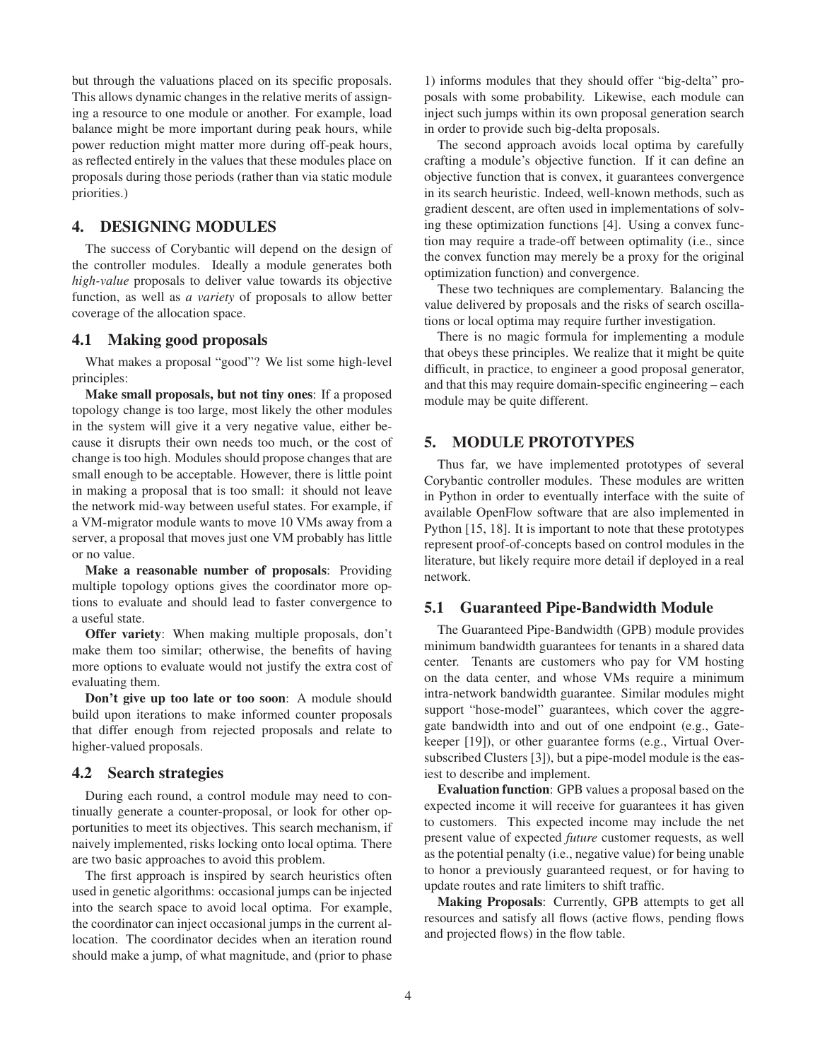but through the valuations placed on its specific proposals. This allows dynamic changes in the relative merits of assigning a resource to one module or another. For example, load balance might be more important during peak hours, while power reduction might matter more during off-peak hours, as reflected entirely in the values that these modules place on proposals during those periods (rather than via static module priorities.)

## 4. DESIGNING MODULES

The success of Corybantic will depend on the design of the controller modules. Ideally a module generates both *high-value* proposals to deliver value towards its objective function, as well as *a variety* of proposals to allow better coverage of the allocation space.

### 4.1 Making good proposals

What makes a proposal "good"? We list some high-level principles:

**Make small proposals, but not tiny ones**: If a proposed topology change is too large, most likely the other modules in the system will give it a very negative value, either because it disrupts their own needs too much, or the cost of change is too high. Modules should propose changes that are small enough to be acceptable. However, there is little point in making a proposal that is too small: it should not leave the network mid-way between useful states. For example, if a VM-migrator module wants to move 10 VMs away from a server, a proposal that moves just one VM probably has little or no value.

**Make a reasonable number of proposals**: Providing multiple topology options gives the coordinator more options to evaluate and should lead to faster convergence to a useful state.

**Offer variety**: When making multiple proposals, don't make them too similar; otherwise, the benefits of having more options to evaluate would not justify the extra cost of evaluating them.

**Don't give up too late or too soon**: A module should build upon iterations to make informed counter proposals that differ enough from rejected proposals and relate to higher-valued proposals.

### 4.2 Search strategies

During each round, a control module may need to continually generate a counter-proposal, or look for other opportunities to meet its objectives. This search mechanism, if naively implemented, risks locking onto local optima. There are two basic approaches to avoid this problem.

The first approach is inspired by search heuristics often used in genetic algorithms: occasional jumps can be injected into the search space to avoid local optima. For example, the coordinator can inject occasional jumps in the current allocation. The coordinator decides when an iteration round should make a jump, of what magnitude, and (prior to phase 1) informs modules that they should offer "big-delta" proposals with some probability. Likewise, each module can inject such jumps within its own proposal generation search in order to provide such big-delta proposals.

The second approach avoids local optima by carefully crafting a module's objective function. If it can define an objective function that is convex, it guarantees convergence in its search heuristic. Indeed, well-known methods, such as gradient descent, are often used in implementations of solving these optimization functions [4]. Using a convex function may require a trade-off between optimality (i.e., since the convex function may merely be a proxy for the original optimization function) and convergence.

These two techniques are complementary. Balancing the value delivered by proposals and the risks of search oscillations or local optima may require further investigation.

There is no magic formula for implementing a module that obeys these principles. We realize that it might be quite difficult, in practice, to engineer a good proposal generator, and that this may require domain-specific engineering – each module may be quite different.

## 5. MODULE PROTOTYPES

Thus far, we have implemented prototypes of several Corybantic controller modules. These modules are written in Python in order to eventually interface with the suite of available OpenFlow software that are also implemented in Python [15, 18]. It is important to note that these prototypes represent proof-of-concepts based on control modules in the literature, but likely require more detail if deployed in a real network.

### 5.1 Guaranteed Pipe-Bandwidth Module

The Guaranteed Pipe-Bandwidth (GPB) module provides minimum bandwidth guarantees for tenants in a shared data center. Tenants are customers who pay for VM hosting on the data center, and whose VMs require a minimum intra-network bandwidth guarantee. Similar modules might support "hose-model" guarantees, which cover the aggregate bandwidth into and out of one endpoint (e.g., Gatekeeper [19]), or other guarantee forms (e.g., Virtual Oversubscribed Clusters [3]), but a pipe-model module is the easiest to describe and implement.

**Evaluation function**: GPB values a proposal based on the expected income it will receive for guarantees it has given to customers. This expected income may include the net present value of expected *future* customer requests, as well as the potential penalty (i.e., negative value) for being unable to honor a previously guaranteed request, or for having to update routes and rate limiters to shift traffic.

**Making Proposals**: Currently, GPB attempts to get all resources and satisfy all flows (active flows, pending flows and projected flows) in the flow table.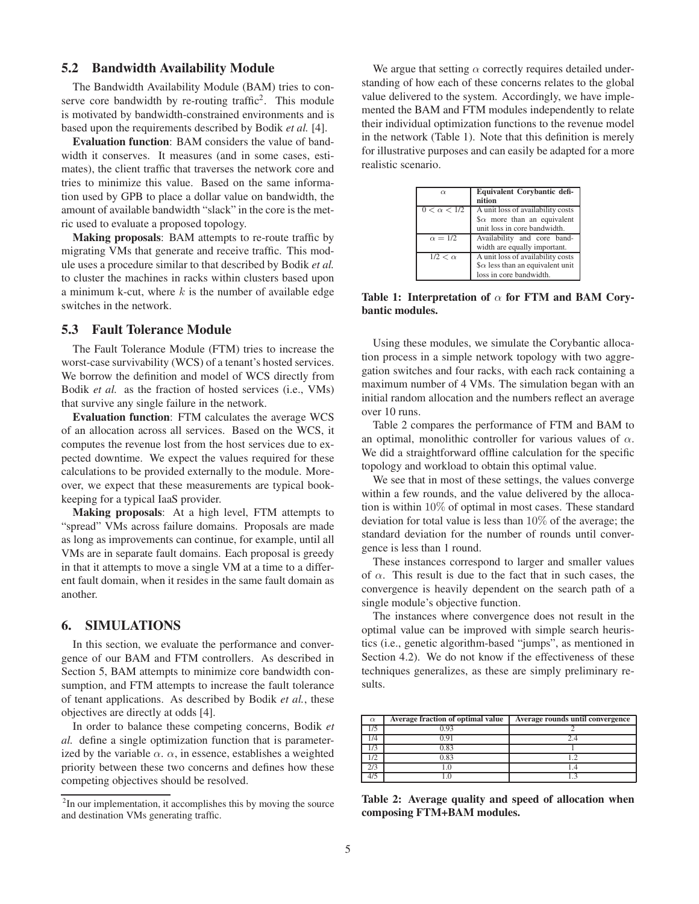### 5.2 Bandwidth Availability Module

The Bandwidth Availability Module (BAM) tries to conserve core bandwidth by re-routing traffic[2]. This module is motivated by bandwidth-constrained environments and is based upon the requirements described by Bodik *et al.* [4].

**Evaluation function**: BAM considers the value of bandwidth it conserves. It measures (and in some cases, estimates), the client traffic that traverses the network core and tries to minimize this value. Based on the same information used by GPB to place a dollar value on bandwidth, the amount of available bandwidth "slack" in the core is the metric used to evaluate a proposed topology.

**Making proposals**: BAM attempts to re-route traffic by migrating VMs that generate and receive traffic. This module uses a procedure similar to that described by Bodik *et al.* to cluster the machines in racks within clusters based upon a minimum k-cut, where $k$ is the number of available edge switches in the network.

### 5.3 Fault Tolerance Module

The Fault Tolerance Module (FTM) tries to increase the worst-case survivability (WCS) of a tenant's hosted services. We borrow the definition and model of WCS directly from Bodik *et al.* as the fraction of hosted services (i.e., VMs) that survive any single failure in the network.

**Evaluation function**: FTM calculates the average WCS of an allocation across all services. Based on the WCS, it computes the revenue lost from the host services due to expected downtime. We expect the values required for these calculations to be provided externally to the module. Moreover, we expect that these measurements are typical book-keeping for a typical IaaS provider.

**Making proposals**: At a high level, FTM attempts to "spread" VMs across failure domains. Proposals are made as long as improvements can continue, for example, until all VMs are in separate fault domains. Each proposal is greedy in that it attempts to move a single VM at a time to a different fault domain, when it resides in the same fault domain as another.

## 6. SIMULATIONS

In this section, we evaluate the performance and convergence of our BAM and FTM controllers. As described in Section 5, BAM attempts to minimize core bandwidth consumption, and FTM attempts to increase the fault tolerance of tenant applications. As described by Bodik *et al.*, these objectives are directly at odds [4].

In order to balance these competing concerns, Bodik *et al.* define a single optimization function that is parameterized by the variable $\alpha$. $\alpha$, in essence, establishes a weighted priority between these two concerns and defines how these competing objectives should be resolved.

We argue that setting $\alpha$ correctly requires detailed understanding of how each of these concerns relates to the global value delivered to the system. Accordingly, we have implemented the BAM and FTM modules independently to relate their individual optimization functions to the revenue model in the network (Table 1). Note that this definition is merely for illustrative purposes and can easily be adapted for a more realistic scenario.

| $\alpha$ | Equivalent Corybantic definition |
|---|---|
| $0 < \alpha < 1/2$ | A unit loss of availability costs $\$\alpha$ more than an equivalent unit loss in core bandwidth. |
| $\alpha = 1/2$ | Availability and core bandwidth are equally important. |
| $1/2 < \alpha$ | A unit loss of availability costs $\$\alpha$ less than an equivalent unit loss in core bandwidth. |

**Table 1: Interpretation of $\alpha$ for FTM and BAM Corybantic modules.**

Using these modules, we simulate the Corybantic allocation process in a simple network topology with two aggregation switches and four racks, with each rack containing a maximum number of 4 VMs. The simulation began with an initial random allocation and the numbers reflect an average over 10 runs.

Table 2 compares the performance of FTM and BAM to an optimal, monolithic controller for various values of $\alpha$. We did a straightforward offline calculation for the specific topology and workload to obtain this optimal value.

We see that in most of these settings, the values converge within a few rounds, and the value delivered by the allocation is within $10\%$ of optimal in most cases. These standard deviation for total value is less than $10\%$ of the average; the standard deviation for the number of rounds until convergence is less than 1 round.

These instances correspond to larger and smaller values of $\alpha$. This result is due to the fact that in such cases, the convergence is heavily dependent on the search path of a single module's objective function.

The instances where convergence does not result in the optimal value can be improved with simple search heuristics (i.e., genetic algorithm-based "jumps", as mentioned in Section 4.2). We do not know if the effectiveness of these techniques generalizes, as these are simply preliminary results.

| $\alpha$ | Average fraction of optimal value | Average rounds until convergence |
|---|---|---|
| 1/5 | 0.93 | 2 |
| 1/4 | 0.91 | 2.4 |
| 1/3 | 0.83 | 1 |
| 1/2 | 0.83 | 1.2 |
| 2/3 | 1.0 | 1.4 |
| 4/5 | 1.0 | 1.3 |

**Table 2: Average quality and speed of allocation when composing FTM+BAM modules.**

[2] In our implementation, it accomplishes this by moving the source and destination VMs generating traffic.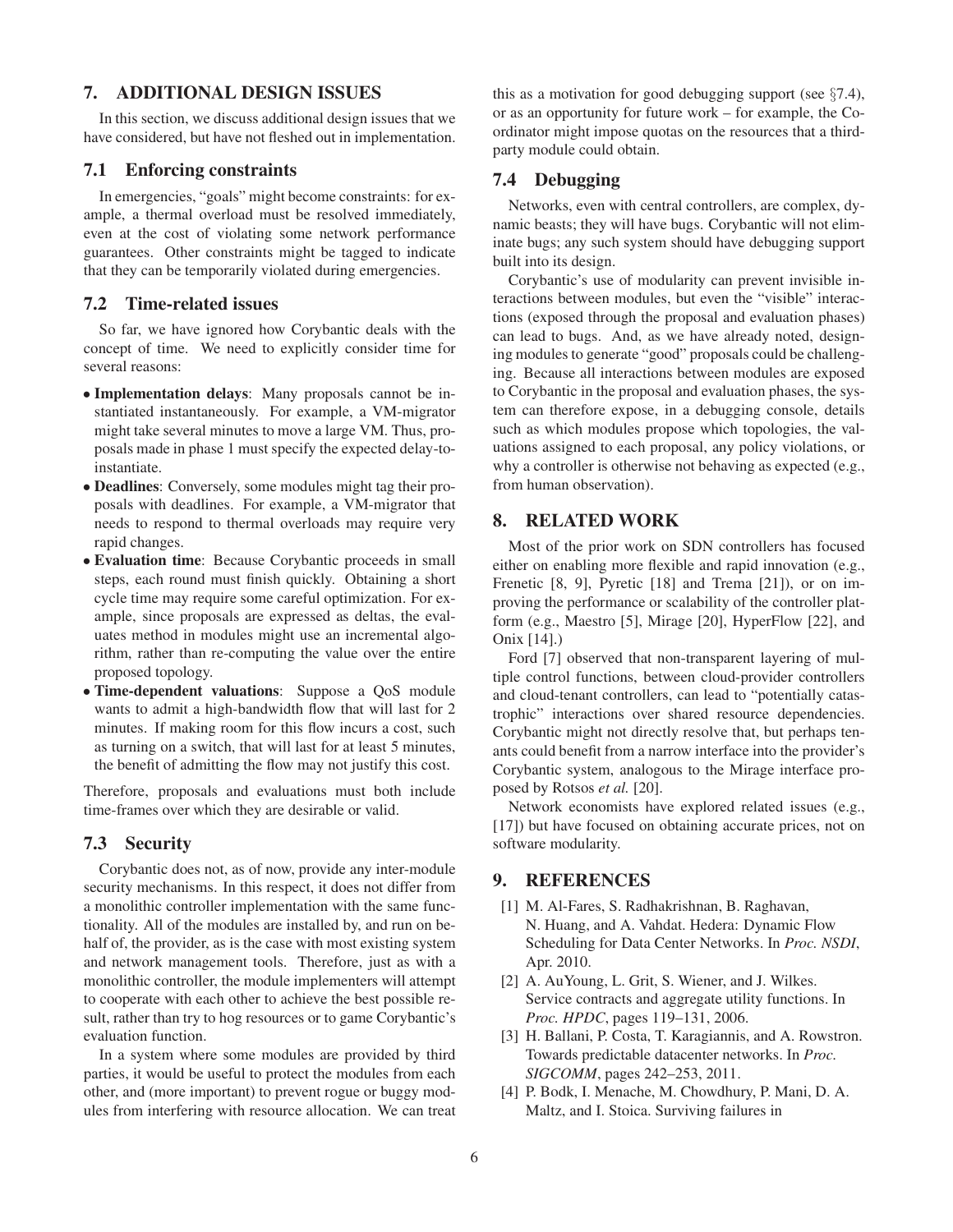## 7. ADDITIONAL DESIGN ISSUES

In this section, we discuss additional design issues that we have considered, but have not fleshed out in implementation.

### 7.1 Enforcing constraints

In emergencies, "goals" might become constraints: for example, a thermal overload must be resolved immediately, even at the cost of violating some network performance guarantees. Other constraints might be tagged to indicate that they can be temporarily violated during emergencies.

### 7.2 Time-related issues

So far, we have ignored how Corybantic deals with the concept of time. We need to explicitly consider time for several reasons:

- **Implementation delays**: Many proposals cannot be instantiated instantaneously. For example, a VM-migrator might take several minutes to move a large VM. Thus, proposals made in phase 1 must specify the expected delay-to-instantiate.
- **Deadlines**: Conversely, some modules might tag their proposals with deadlines. For example, a VM-migrator that needs to respond to thermal overloads may require very rapid changes.
- **Evaluation time**: Because Corybantic proceeds in small steps, each round must finish quickly. Obtaining a short cycle time may require some careful optimization. For example, since proposals are expressed as deltas, the evaluates method in modules might use an incremental algorithm, rather than re-computing the value over the entire proposed topology.
- **Time-dependent valuations**: Suppose a QoS module wants to admit a high-bandwidth flow that will last for 2 minutes. If making room for this flow incurs a cost, such as turning on a switch, that will last for at least 5 minutes, the benefit of admitting the flow may not justify this cost.

Therefore, proposals and evaluations must both include time-frames over which they are desirable or valid.

### 7.3 Security

Corybantic does not, as of now, provide any inter-module security mechanisms. In this respect, it does not differ from a monolithic controller implementation with the same functionality. All of the modules are installed by, and run on behalf of, the provider, as is the case with most existing system and network management tools. Therefore, just as with a monolithic controller, the module implementers will attempt to cooperate with each other to achieve the best possible result, rather than try to hog resources or to game Corybantic's evaluation function.

In a system where some modules are provided by third parties, it would be useful to protect the modules from each other, and (more important) to prevent rogue or buggy modules from interfering with resource allocation. We can treat this as a motivation for good debugging support (see §7.4), or as an opportunity for future work – for example, the Coordinator might impose quotas on the resources that a third-party module could obtain.

### 7.4 Debugging

Networks, even with central controllers, are complex, dynamic beasts; they will have bugs. Corybantic will not eliminate bugs; any such system should have debugging support built into its design.

Corybantic's use of modularity can prevent invisible interactions between modules, but even the "visible" interactions (exposed through the proposal and evaluation phases) can lead to bugs. And, as we have already noted, designing modules to generate "good" proposals could be challenging. Because all interactions between modules are exposed to Corybantic in the proposal and evaluation phases, the system can therefore expose, in a debugging console, details such as which modules propose which topologies, the valuations assigned to each proposal, any policy violations, or why a controller is otherwise not behaving as expected (e.g., from human observation).

## 8. RELATED WORK

Most of the prior work on SDN controllers has focused either on enabling more flexible and rapid innovation (e.g., Frenetic [8, 9], Pyretic [18] and Trema [21]), or on improving the performance or scalability of the controller platform (e.g., Maestro [5], Mirage [20], HyperFlow [22], and Onix [14].)

Ford [7] observed that non-transparent layering of multiple control functions, between cloud-provider controllers and cloud-tenant controllers, can lead to "potentially catastrophic" interactions over shared resource dependencies. Corybantic might not directly resolve that, but perhaps tenants could benefit from a narrow interface into the provider's Corybantic system, analogous to the Mirage interface proposed by Rotsos *et al.* [20].

Network economists have explored related issues (e.g., [17]) but have focused on obtaining accurate prices, not on software modularity.

## 9. REFERENCES

[1] M. Al-Fares, S. Radhakrishnan, B. Raghavan, N. Huang, and A. Vahdat. Hedera: Dynamic Flow Scheduling for Data Center Networks. In *Proc. NSDI*, Apr. 2010.

[2] A. AuYoung, L. Grit, S. Wiener, and J. Wilkes. Service contracts and aggregate utility functions. In *Proc. HPDC*, pages 119–131, 2006.

[3] H. Ballani, P. Costa, T. Karagiannis, and A. Rowstron. Towards predictable datacenter networks. In *Proc. SIGCOMM*, pages 242–253, 2011.

[4] P. Bodk, I. Menache, M. Chowdhury, P. Mani, D. A. Maltz, and I. Stoica. Surviving failures in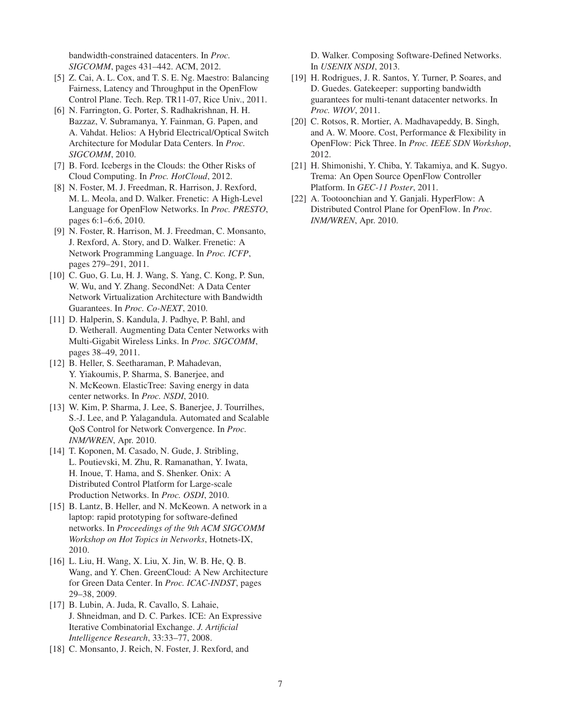bandwidth-constrained datacenters. In *Proc. SIGCOMM*, pages 431–442. ACM, 2012.

[5] Z. Cai, A. L. Cox, and T. S. E. Ng. Maestro: Balancing Fairness, Latency and Throughput in the OpenFlow Control Plane. Tech. Rep. TR11-07, Rice Univ., 2011.

[6] N. Farrington, G. Porter, S. Radhakrishnan, H. H. Bazzaz, V. Subramanya, Y. Fainman, G. Papen, and A. Vahdat. Helios: A Hybrid Electrical/Optical Switch Architecture for Modular Data Centers. In *Proc. SIGCOMM*, 2010.

[7] B. Ford. Icebergs in the Clouds: the Other Risks of Cloud Computing. In *Proc. HotCloud*, 2012.

[8] N. Foster, M. J. Freedman, R. Harrison, J. Rexford, M. L. Meola, and D. Walker. Frenetic: A High-Level Language for OpenFlow Networks. In *Proc. PRESTO*, pages 6:1–6:6, 2010.

[9] N. Foster, R. Harrison, M. J. Freedman, C. Monsanto, J. Rexford, A. Story, and D. Walker. Frenetic: A Network Programming Language. In *Proc. ICFP*, pages 279–291, 2011.

[10] C. Guo, G. Lu, H. J. Wang, S. Yang, C. Kong, P. Sun, W. Wu, and Y. Zhang. SecondNet: A Data Center Network Virtualization Architecture with Bandwidth Guarantees. In *Proc. Co-NEXT*, 2010.

[11] D. Halperin, S. Kandula, J. Padhye, P. Bahl, and D. Wetherall. Augmenting Data Center Networks with Multi-Gigabit Wireless Links. In *Proc. SIGCOMM*, pages 38–49, 2011.

[12] B. Heller, S. Seetharaman, P. Mahadevan, Y. Yiakoumis, P. Sharma, S. Banerjee, and N. McKeown. ElasticTree: Saving energy in data center networks. In *Proc. NSDI*, 2010.

[13] W. Kim, P. Sharma, J. Lee, S. Banerjee, J. Tourrilhes, S.-J. Lee, and P. Yalagandula. Automated and Scalable QoS Control for Network Convergence. In *Proc. INM/WREN*, Apr. 2010.

[14] T. Koponen, M. Casado, N. Gude, J. Stribling, L. Poutievski, M. Zhu, R. Ramanathan, Y. Iwata, H. Inoue, T. Hama, and S. Shenker. Onix: A Distributed Control Platform for Large-scale Production Networks. In *Proc. OSDI*, 2010.

[15] B. Lantz, B. Heller, and N. McKeown. A network in a laptop: rapid prototyping for software-defined networks. In *Proceedings of the 9th ACM SIGCOMM Workshop on Hot Topics in Networks*, Hotnets-IX, 2010.

[16] L. Liu, H. Wang, X. Liu, X. Jin, W. B. He, Q. B. Wang, and Y. Chen. GreenCloud: A New Architecture for Green Data Center. In *Proc. ICAC-INDST*, pages 29–38, 2009.

[17] B. Lubin, A. Juda, R. Cavallo, S. Lahaie, J. Shneidman, and D. C. Parkes. ICE: An Expressive Iterative Combinatorial Exchange. *J. Artificial Intelligence Research*, 33:33–77, 2008.

[18] C. Monsanto, J. Reich, N. Foster, J. Rexford, and D. Walker. Composing Software-Defined Networks. In *USENIX NSDI*, 2013.

[19] H. Rodrigues, J. R. Santos, Y. Turner, P. Soares, and D. Guedes. Gatekeeper: supporting bandwidth guarantees for multi-tenant datacenter networks. In *Proc. WIOV*, 2011.

[20] C. Rotsos, R. Mortier, A. Madhavapeddy, B. Singh, and A. W. Moore. Cost, Performance & Flexibility in OpenFlow: Pick Three. In *Proc. IEEE SDN Workshop*, 2012.

[21] H. Shimonishi, Y. Chiba, Y. Takamiya, and K. Sugyo. Trema: An Open Source OpenFlow Controller Platform. In *GEC-11 Poster*, 2011.

[22] A. Tootoonchian and Y. Ganjali. HyperFlow: A Distributed Control Plane for OpenFlow. In *Proc. INM/WREN*, Apr. 2010.